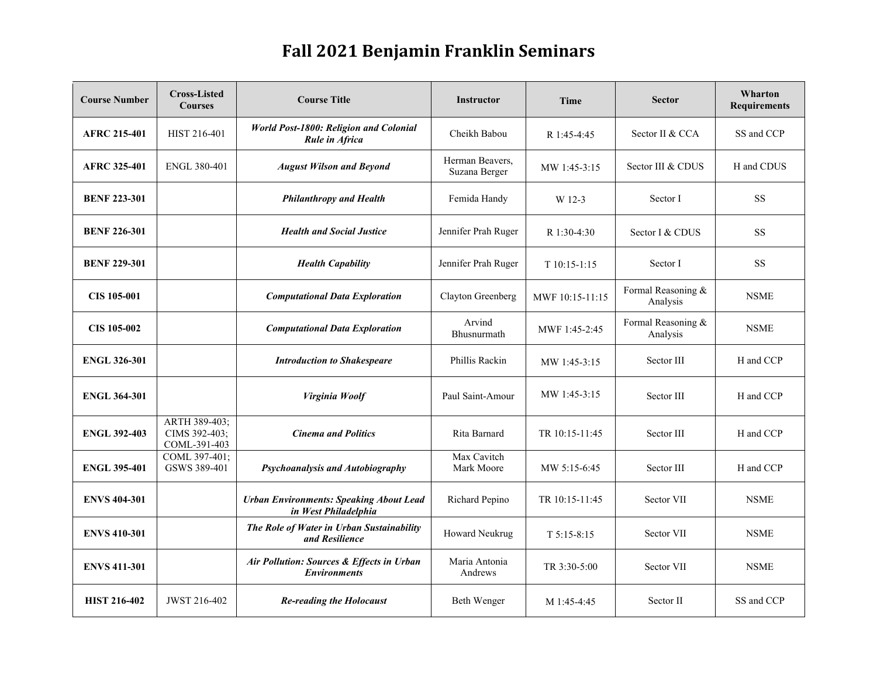# Fall 2021 Benjamin Franklin Seminars

| Course Number | Cross-Listed Courses | Course Title | Instructor | Time | Sector | Wharton Requirements |
|---|---|---|---|---|---|---|
| **AFRC 215-401** | HIST 216-401 | ***World Post-1800: Religion and Colonial Rule in Africa*** | Cheikh Babou | R 1:45-4:45 | Sector II & CCA | SS and CCP |
| **AFRC 325-401** | ENGL 380-401 | ***August Wilson and Beyond*** | Herman Beavers, Suzana Berger | MW 1:45-3:15 | Sector III & CDUS | H and CDUS |
| **BENF 223-301** | | ***Philanthropy and Health*** | Femida Handy | W 12-3 | Sector I | SS |
| **BENF 226-301** | | ***Health and Social Justice*** | Jennifer Prah Ruger | R 1:30-4:30 | Sector I & CDUS | SS |
| **BENF 229-301** | | ***Health Capability*** | Jennifer Prah Ruger | T 10:15-1:15 | Sector I | SS |
| **CIS 105-001** | | ***Computational Data Exploration*** | Clayton Greenberg | MWF 10:15-11:15 | Formal Reasoning & Analysis | NSME |
| **CIS 105-002** | | ***Computational Data Exploration*** | Arvind Bhusnurmath | MWF 1:45-2:45 | Formal Reasoning & Analysis | NSME |
| **ENGL 326-301** | | ***Introduction to Shakespeare*** | Phillis Rackin | MW 1:45-3:15 | Sector III | H and CCP |
| **ENGL 364-301** | | ***Virginia Woolf*** | Paul Saint-Amour | MW 1:45-3:15 | Sector III | H and CCP |
| **ENGL 392-403** | ARTH 389-403; CIMS 392-403; COML-391-403 | ***Cinema and Politics*** | Rita Barnard | TR 10:15-11:45 | Sector III | H and CCP |
| **ENGL 395-401** | COML 397-401; GSWS 389-401 | ***Psychoanalysis and Autobiography*** | Max Cavitch Mark Moore | MW 5:15-6:45 | Sector III | H and CCP |
| **ENVS 404-301** | | ***Urban Environments: Speaking About Lead in West Philadelphia*** | Richard Pepino | TR 10:15-11:45 | Sector VII | NSME |
| **ENVS 410-301** | | ***The Role of Water in Urban Sustainability and Resilience*** | Howard Neukrug | T 5:15-8:15 | Sector VII | NSME |
| **ENVS 411-301** | | ***Air Pollution: Sources & Effects in Urban Environments*** | Maria Antonia Andrews | TR 3:30-5:00 | Sector VII | NSME |
| **HIST 216-402** | JWST 216-402 | ***Re-reading the Holocaust*** | Beth Wenger | M 1:45-4:45 | Sector II | SS and CCP |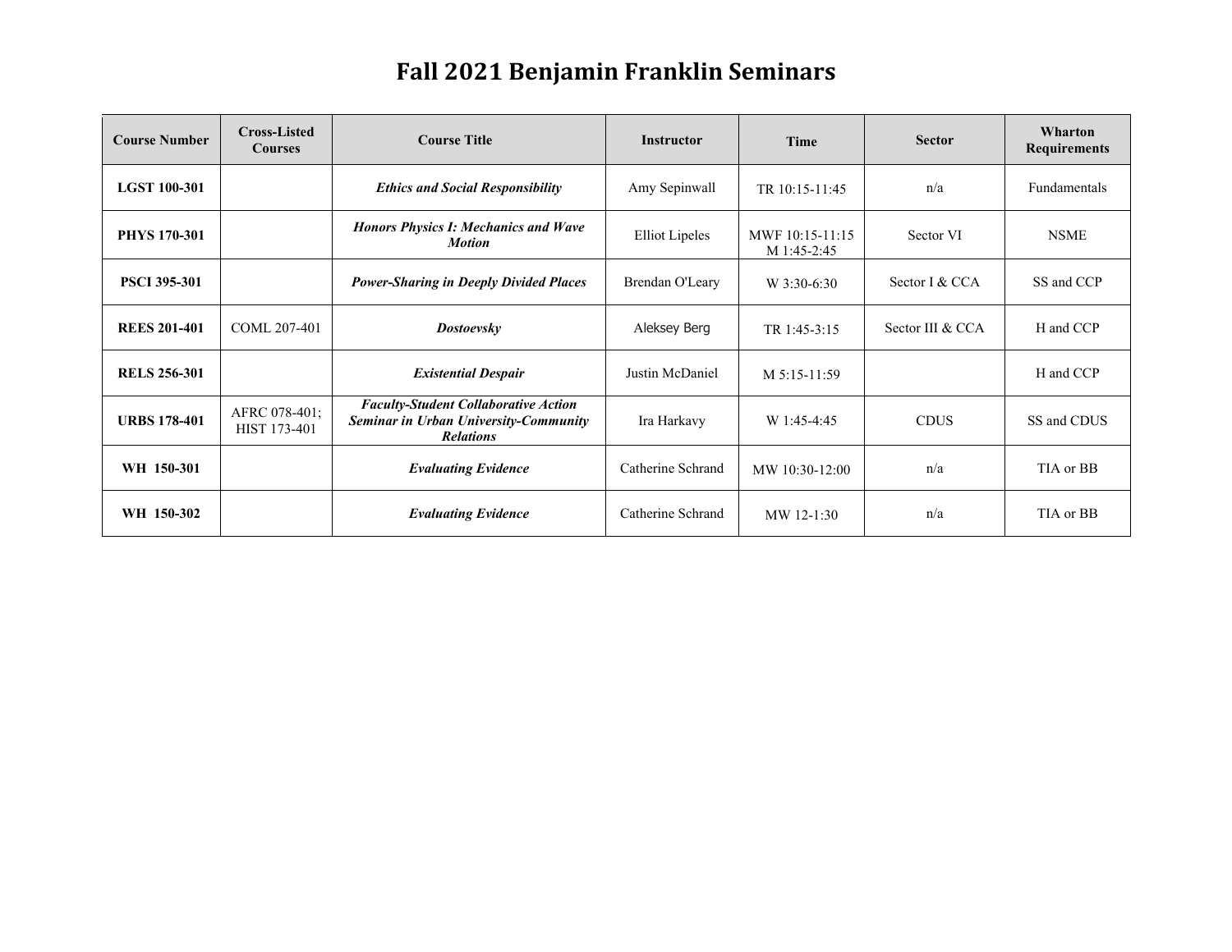# Fall 2021 Benjamin Franklin Seminars

| Course Number | Cross-Listed Courses | Course Title | Instructor | Time | Sector | Wharton Requirements |
|---|---|---|---|---|---|---|
| **LGST 100-301** | | ***Ethics and Social Responsibility*** | Amy Sepinwall | TR 10:15-11:45 | n/a | Fundamentals |
| **PHYS 170-301** | | ***Honors Physics I: Mechanics and Wave Motion*** | Elliot Lipeles | MWF 10:15-11:15 M 1:45-2:45 | Sector VI | NSME |
| **PSCI 395-301** | | ***Power-Sharing in Deeply Divided Places*** | Brendan O'Leary | W 3:30-6:30 | Sector I & CCA | SS and CCP |
| **REES 201-401** | COML 207-401 | ***Dostoevsky*** | Aleksey Berg | TR 1:45-3:15 | Sector III & CCA | H and CCP |
| **RELS 256-301** | | ***Existential Despair*** | Justin McDaniel | M 5:15-11:59 | | H and CCP |
| **URBS 178-401** | AFRC 078-401; HIST 173-401 | ***Faculty-Student Collaborative Action Seminar in Urban University-Community Relations*** | Ira Harkavy | W 1:45-4:45 | CDUS | SS and CDUS |
| **WH 150-301** | | ***Evaluating Evidence*** | Catherine Schrand | MW 10:30-12:00 | n/a | TIA or BB |
| **WH 150-302** | | ***Evaluating Evidence*** | Catherine Schrand | MW 12-1:30 | n/a | TIA or BB |